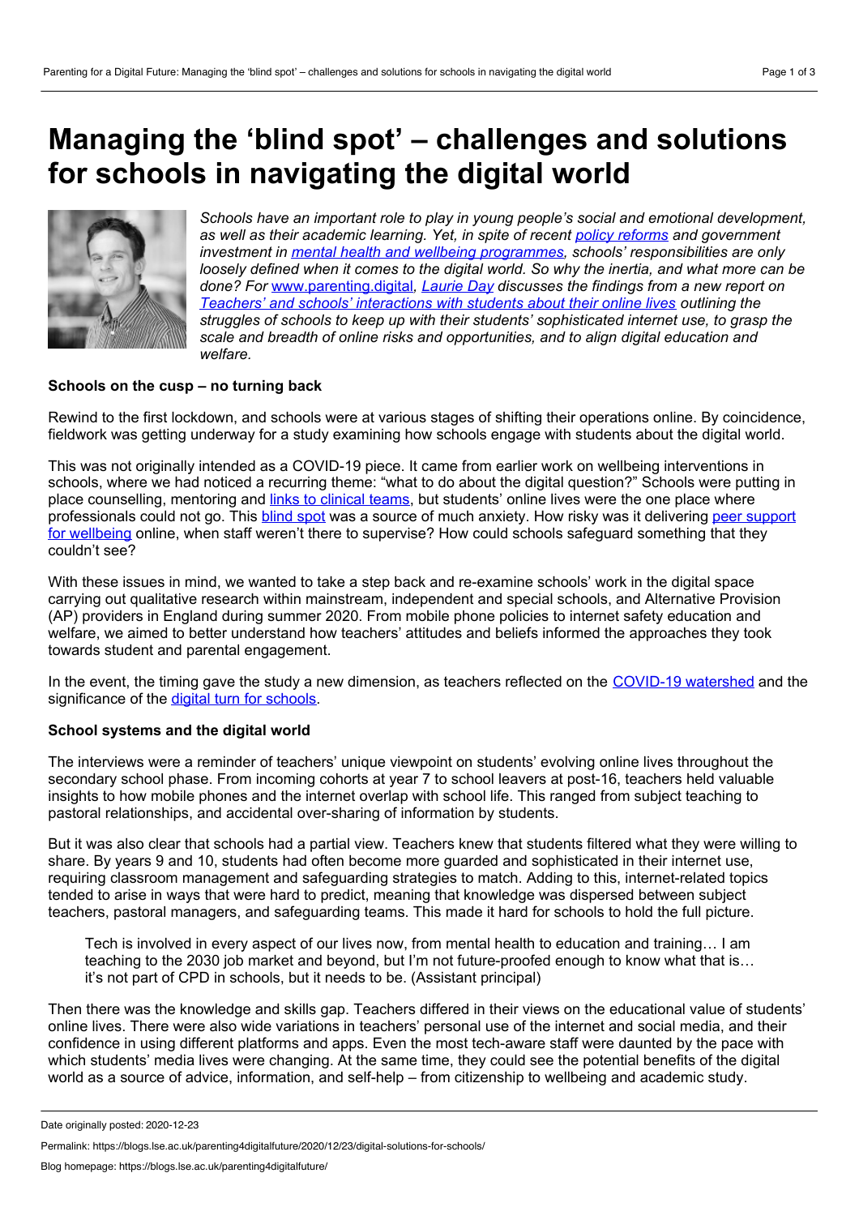# Managing the 'blind spot' – challenges and solutions for schools in navigating the digital world

*Schools have an important role to play in young people's social and emotional development, as well as their academic learning. Yet, in spite of recent policy reforms and government investment in mental health and wellbeing programmes, schools' responsibilities are only loosely defined when it comes to the digital world. So why the inertia, and what more can be done? For* www.parenting.digital*, Laurie Day discusses the findings from a new report on Teachers' and schools' interactions with students about their online lives outlining the struggles of schools to keep up with their students' sophisticated internet use, to grasp the scale and breadth of online risks and opportunities, and to align digital education and welfare.*

**Schools on the cusp – no turning back**

Rewind to the first lockdown, and schools were at various stages of shifting their operations online. By coincidence, fieldwork was getting underway for a study examining how schools engage with students about the digital world.

This was not originally intended as a COVID-19 piece. It came from earlier work on wellbeing interventions in schools, where we had noticed a recurring theme: "what to do about the digital question?" Schools were putting in place counselling, mentoring and links to clinical teams, but students' online lives were the one place where professionals could not go. This blind spot was a source of much anxiety. How risky was it delivering peer support for wellbeing online, when staff weren't there to supervise? How could schools safeguard something that they couldn't see?

With these issues in mind, we wanted to take a step back and re-examine schools' work in the digital space carrying out qualitative research within mainstream, independent and special schools, and Alternative Provision (AP) providers in England during summer 2020. From mobile phone policies to internet safety education and welfare, we aimed to better understand how teachers' attitudes and beliefs informed the approaches they took towards student and parental engagement.

In the event, the timing gave the study a new dimension, as teachers reflected on the COVID-19 watershed and the significance of the digital turn for schools.

**School systems and the digital world**

The interviews were a reminder of teachers' unique viewpoint on students' evolving online lives throughout the secondary school phase. From incoming cohorts at year 7 to school leavers at post-16, teachers held valuable insights to how mobile phones and the internet overlap with school life. This ranged from subject teaching to pastoral relationships, and accidental over-sharing of information by students.

But it was also clear that schools had a partial view. Teachers knew that students filtered what they were willing to share. By years 9 and 10, students had often become more guarded and sophisticated in their internet use, requiring classroom management and safeguarding strategies to match. Adding to this, internet-related topics tended to arise in ways that were hard to predict, meaning that knowledge was dispersed between subject teachers, pastoral managers, and safeguarding teams. This made it hard for schools to hold the full picture.

> Tech is involved in every aspect of our lives now, from mental health to education and training… I am teaching to the 2030 job market and beyond, but I'm not future-proofed enough to know what that is… it's not part of CPD in schools, but it needs to be. (Assistant principal)

Then there was the knowledge and skills gap. Teachers differed in their views on the educational value of students' online lives. There were also wide variations in teachers' personal use of the internet and social media, and their confidence in using different platforms and apps. Even the most tech-aware staff were daunted by the pace with which students' media lives were changing. At the same time, they could see the potential benefits of the digital world as a source of advice, information, and self-help – from citizenship to wellbeing and academic study.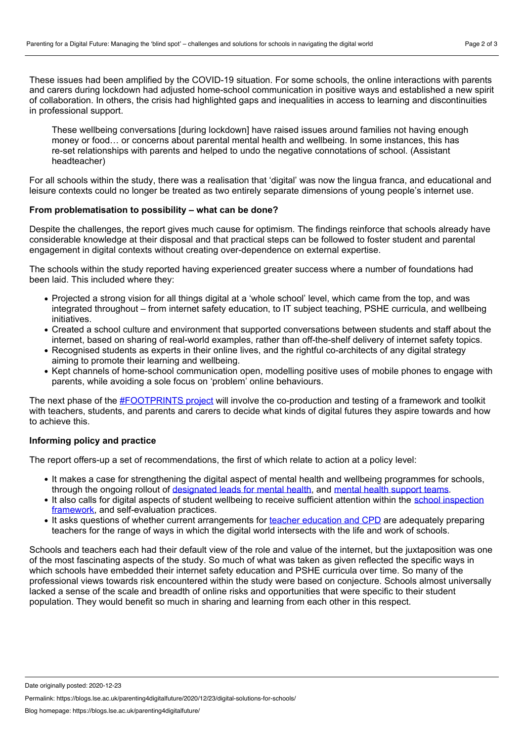These issues had been amplified by the COVID-19 situation. For some schools, the online interactions with parents and carers during lockdown had adjusted home-school communication in positive ways and established a new spirit of collaboration. In others, the crisis had highlighted gaps and inequalities in access to learning and discontinuities in professional support.

> These wellbeing conversations [during lockdown] have raised issues around families not having enough money or food… or concerns about parental mental health and wellbeing. In some instances, this has re-set relationships with parents and helped to undo the negative connotations of school. (Assistant headteacher)

For all schools within the study, there was a realisation that 'digital' was now the lingua franca, and educational and leisure contexts could no longer be treated as two entirely separate dimensions of young people's internet use.

**From problematisation to possibility – what can be done?**

Despite the challenges, the report gives much cause for optimism. The findings reinforce that schools already have considerable knowledge at their disposal and that practical steps can be followed to foster student and parental engagement in digital contexts without creating over-dependence on external expertise.

The schools within the study reported having experienced greater success where a number of foundations had been laid. This included where they:

- Projected a strong vision for all things digital at a 'whole school' level, which came from the top, and was integrated throughout – from internet safety education, to IT subject teaching, PSHE curricula, and wellbeing initiatives.
- Created a school culture and environment that supported conversations between students and staff about the internet, based on sharing of real-world examples, rather than off-the-shelf delivery of internet safety topics.
- Recognised students as experts in their online lives, and the rightful co-architects of any digital strategy aiming to promote their learning and wellbeing.
- Kept channels of home-school communication open, modelling positive uses of mobile phones to engage with parents, while avoiding a sole focus on 'problem' online behaviours.

The next phase of the #FOOTPRINTS project will involve the co-production and testing of a framework and toolkit with teachers, students, and parents and carers to decide what kinds of digital futures they aspire towards and how to achieve this.

**Informing policy and practice**

The report offers-up a set of recommendations, the first of which relate to action at a policy level:

- It makes a case for strengthening the digital aspect of mental health and wellbeing programmes for schools, through the ongoing rollout of designated leads for mental health, and mental health support teams.
- It also calls for digital aspects of student wellbeing to receive sufficient attention within the school inspection framework, and self-evaluation practices.
- It asks questions of whether current arrangements for teacher education and CPD are adequately preparing teachers for the range of ways in which the digital world intersects with the life and work of schools.

Schools and teachers each had their default view of the role and value of the internet, but the juxtaposition was one of the most fascinating aspects of the study. So much of what was taken as given reflected the specific ways in which schools have embedded their internet safety education and PSHE curricula over time. So many of the professional views towards risk encountered within the study were based on conjecture. Schools almost universally lacked a sense of the scale and breadth of online risks and opportunities that were specific to their student population. They would benefit so much in sharing and learning from each other in this respect.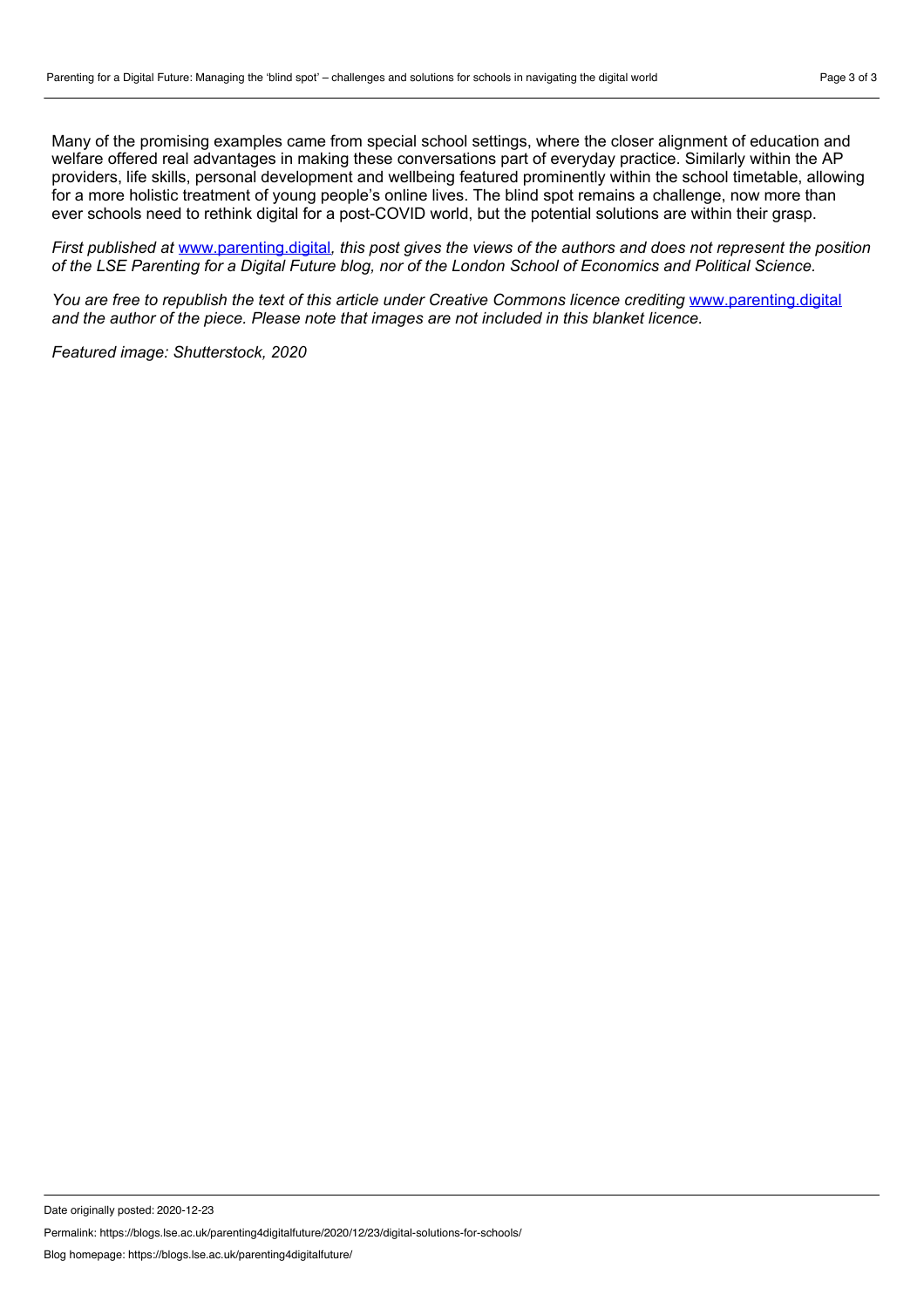Many of the promising examples came from special school settings, where the closer alignment of education and welfare offered real advantages in making these conversations part of everyday practice. Similarly within the AP providers, life skills, personal development and wellbeing featured prominently within the school timetable, allowing for a more holistic treatment of young people's online lives. The blind spot remains a challenge, now more than ever schools need to rethink digital for a post-COVID world, but the potential solutions are within their grasp.

*First published at www.parenting.digital, this post gives the views of the authors and does not represent the position of the LSE Parenting for a Digital Future blog, nor of the London School of Economics and Political Science.*

*You are free to republish the text of this article under Creative Commons licence crediting www.parenting.digital and the author of the piece. Please note that images are not included in this blanket licence.*

*Featured image: Shutterstock, 2020*

Date originally posted: 2020-12-23

Permalink: https://blogs.lse.ac.uk/parenting4digitalfuture/2020/12/23/digital-solutions-for-schools/

Blog homepage: https://blogs.lse.ac.uk/parenting4digitalfuture/